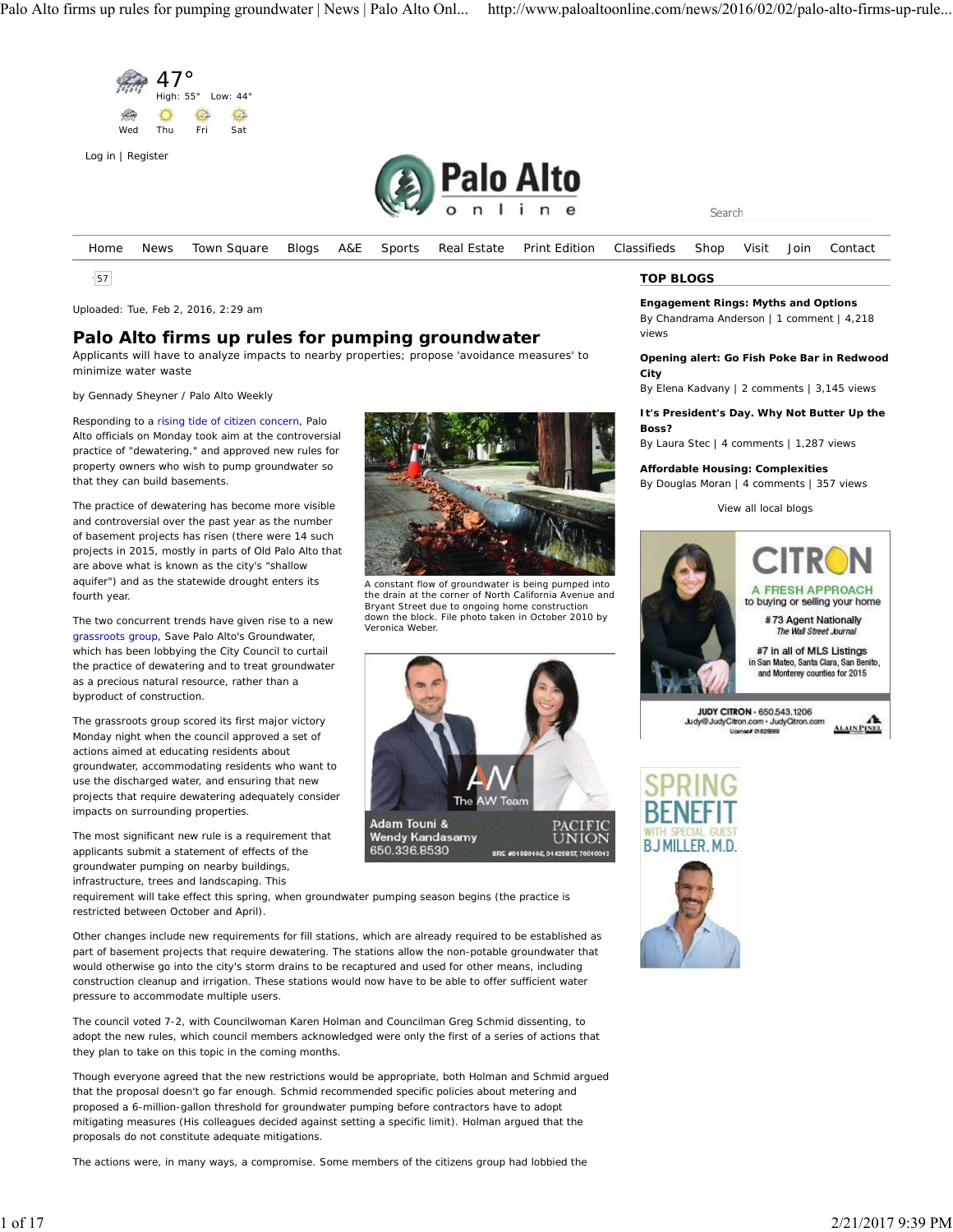Uploaded: Tue, Feb 2, 2016, 2:29 am

# Palo Alto firms up rules for pumping groundwater

Applicants will have to analyze impacts to nearby properties; propose 'avoidance measures' to minimize water waste

by Gennady Sheyner / Palo Alto Weekly

Responding to a rising tide of citizen concern, Palo Alto officials on Monday took aim at the controversial practice of "dewatering," and approved new rules for property owners who wish to pump groundwater so that they can build basements.

A constant flow of groundwater is being pumped into the drain at the corner of North California Avenue and Bryant Street due to ongoing home construction down the block. File photo taken in October 2010 by Veronica Weber.

The practice of dewatering has become more visible and controversial over the past year as the number of basement projects has risen (there were 14 such projects in 2015, mostly in parts of Old Palo Alto that are above what is known as the city's "shallow aquifer") and as the statewide drought enters its fourth year.

The two concurrent trends have given rise to a new grassroots group, Save Palo Alto's Groundwater, which has been lobbying the City Council to curtail the practice of dewatering and to treat groundwater as a precious natural resource, rather than a byproduct of construction.

The grassroots group scored its first major victory Monday night when the council approved a set of actions aimed at educating residents about groundwater, accommodating residents who want to use the discharged water, and ensuring that new projects that require dewatering adequately consider impacts on surrounding properties.

The most significant new rule is a requirement that applicants submit a statement of effects of the groundwater pumping on nearby buildings, infrastructure, trees and landscaping. This requirement will take effect this spring, when groundwater pumping season begins (the practice is restricted between October and April).

Other changes include new requirements for fill stations, which are already required to be established as part of basement projects that require dewatering. The stations allow the non-potable groundwater that would otherwise go into the city's storm drains to be recaptured and used for other means, including construction cleanup and irrigation. These stations would now have to be able to offer sufficient water pressure to accommodate multiple users.

The council voted 7-2, with Councilwoman Karen Holman and Councilman Greg Schmid dissenting, to adopt the new rules, which council members acknowledged were only the first of a series of actions that they plan to take on this topic in the coming months.

Though everyone agreed that the new restrictions would be appropriate, both Holman and Schmid argued that the proposal doesn't go far enough. Schmid recommended specific policies about metering and proposed a 6-million-gallon threshold for groundwater pumping before contractors have to adopt mitigating measures (His colleagues decided against setting a specific limit). Holman argued that the proposals do not constitute adequate mitigations.

The actions were, in many ways, a compromise. Some members of the citizens group had lobbied the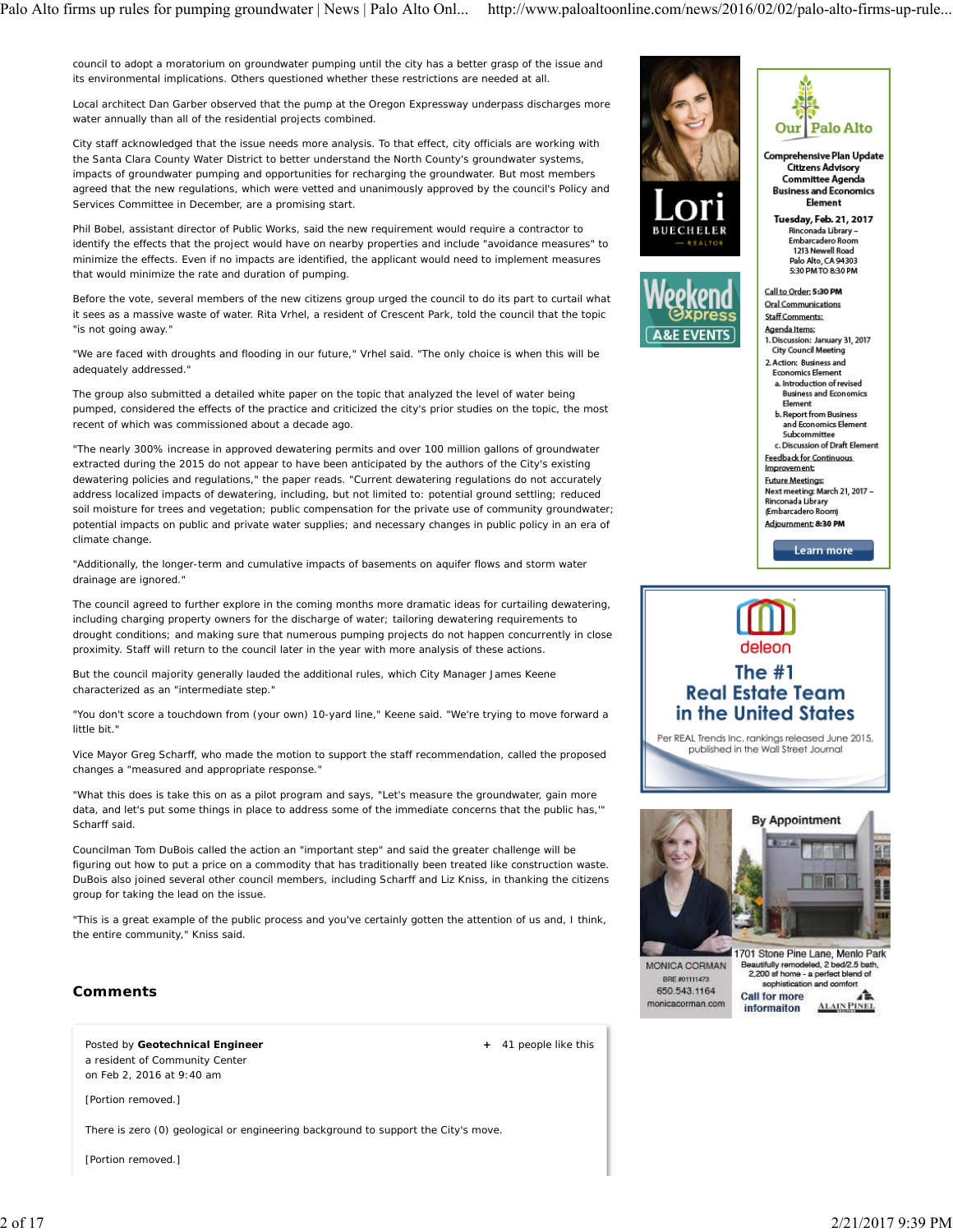council to adopt a moratorium on groundwater pumping until the city has a better grasp of the issue and its environmental implications. Others questioned whether these restrictions are needed at all.

Local architect Dan Garber observed that the pump at the Oregon Expressway underpass discharges more water annually than all of the residential projects combined.

City staff acknowledged that the issue needs more analysis. To that effect, city officials are working with the Santa Clara County Water District to better understand the North County's groundwater systems, impacts of groundwater pumping and opportunities for recharging the groundwater. But most members agreed that the new regulations, which were vetted and unanimously approved by the council's Policy and Services Committee in December, are a promising start.

Phil Bobel, assistant director of Public Works, said the new requirement would require a contractor to identify the effects that the project would have on nearby properties and include "avoidance measures" to minimize the effects. Even if no impacts are identified, the applicant would need to implement measures that would minimize the rate and duration of pumping.

Before the vote, several members of the new citizens group urged the council to do its part to curtail what it sees as a massive waste of water. Rita Vrhel, a resident of Crescent Park, told the council that the topic "is not going away."

"We are faced with droughts and flooding in our future," Vrhel said. "The only choice is when this will be adequately addressed."

The group also submitted a detailed white paper on the topic that analyzed the level of water being pumped, considered the effects of the practice and criticized the city's prior studies on the topic, the most recent of which was commissioned about a decade ago.

"The nearly 300% increase in approved dewatering permits and over 100 million gallons of groundwater extracted during the 2015 do not appear to have been anticipated by the authors of the City's existing dewatering policies and regulations," the paper reads. "Current dewatering regulations do not accurately address localized impacts of dewatering, including, but not limited to: potential ground settling; reduced soil moisture for trees and vegetation; public compensation for the private use of community groundwater; potential impacts on public and private water supplies; and necessary changes in public policy in an era of climate change.

"Additionally, the longer-term and cumulative impacts of basements on aquifer flows and storm water drainage are ignored."

The council agreed to further explore in the coming months more dramatic ideas for curtailing dewatering, including charging property owners for the discharge of water; tailoring dewatering requirements to drought conditions; and making sure that numerous pumping projects do not happen concurrently in close proximity. Staff will return to the council later in the year with more analysis of these actions.

But the council majority generally lauded the additional rules, which City Manager James Keene characterized as an "intermediate step."

"You don't score a touchdown from (your own) 10-yard line," Keene said. "We're trying to move forward a little bit."

Vice Mayor Greg Scharff, who made the motion to support the staff recommendation, called the proposed changes a "measured and appropriate response."

"What this does is take this on as a pilot program and says, "Let's measure the groundwater, gain more data, and let's put some things in place to address some of the immediate concerns that the public has,'" Scharff said.

Councilman Tom DuBois called the action an "important step" and said the greater challenge will be figuring out how to put a price on a commodity that has traditionally been treated like construction waste. DuBois also joined several other council members, including Scharff and Liz Kniss, in thanking the citizens group for taking the lead on the issue.

"This is a great example of the public process and you've certainly gotten the attention of us and, I think, the entire community," Kniss said.

## Comments

Posted by **Geotechnical Engineer**
a resident of Community Center
on Feb 2, 2016 at 9:40 am

+ 41 people like this

[Portion removed.]

There is zero (0) geological or engineering background to support the City's move.

[Portion removed.]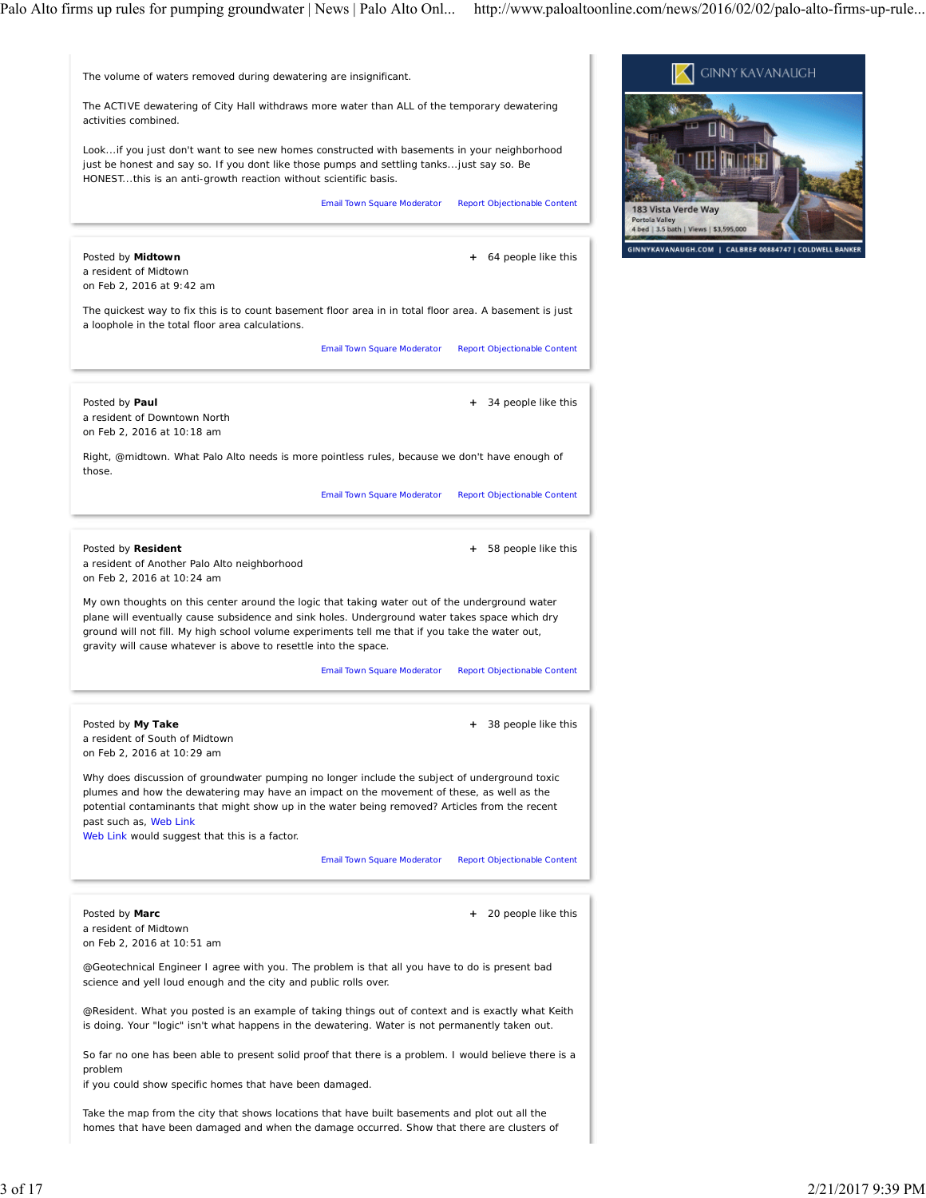The volume of waters removed during dewatering are insignificant.

The ACTIVE dewatering of City Hall withdraws more water than ALL of the temporary dewatering activities combined.

Look...if you just don't want to see new homes constructed with basements in your neighborhood just be honest and say so. If you dont like those pumps and settling tanks...just say so. Be HONEST...this is an anti-growth reaction without scientific basis.

Email Town Square Moderator   Report Objectionable Content

---

Posted by **Midtown**
a resident of Midtown
on Feb 2, 2016 at 9:42 am

+ 64 people like this

The quickest way to fix this is to count basement floor area in in total floor area. A basement is just a loophole in the total floor area calculations.

Email Town Square Moderator   Report Objectionable Content

---

Posted by **Paul**
a resident of Downtown North
on Feb 2, 2016 at 10:18 am

+ 34 people like this

Right, @midtown. What Palo Alto needs is more pointless rules, because we don't have enough of those.

Email Town Square Moderator   Report Objectionable Content

---

Posted by **Resident**
a resident of Another Palo Alto neighborhood
on Feb 2, 2016 at 10:24 am

+ 58 people like this

My own thoughts on this center around the logic that taking water out of the underground water plane will eventually cause subsidence and sink holes. Underground water takes space which dry ground will not fill. My high school volume experiments tell me that if you take the water out, gravity will cause whatever is above to resettle into the space.

Email Town Square Moderator   Report Objectionable Content

---

Posted by **My Take**
a resident of South of Midtown
on Feb 2, 2016 at 10:29 am

+ 38 people like this

Why does discussion of groundwater pumping no longer include the subject of underground toxic plumes and how the dewatering may have an impact on the movement of these, as well as the potential contaminants that might show up in the water being removed? Articles from the recent past such as, Web Link
Web Link would suggest that this is a factor.

Email Town Square Moderator   Report Objectionable Content

---

Posted by **Marc**
a resident of Midtown
on Feb 2, 2016 at 10:51 am

+ 20 people like this

@Geotechnical Engineer I agree with you. The problem is that all you have to do is present bad science and yell loud enough and the city and public rolls over.

@Resident. What you posted is an example of taking things out of context and is exactly what Keith is doing. Your "logic" isn't what happens in the dewatering. Water is not permanently taken out.

So far no one has been able to present solid proof that there is a problem. I would believe there is a problem
if you could show specific homes that have been damaged.

Take the map from the city that shows locations that have built basements and plot out all the homes that have been damaged and when the damage occurred. Show that there are clusters of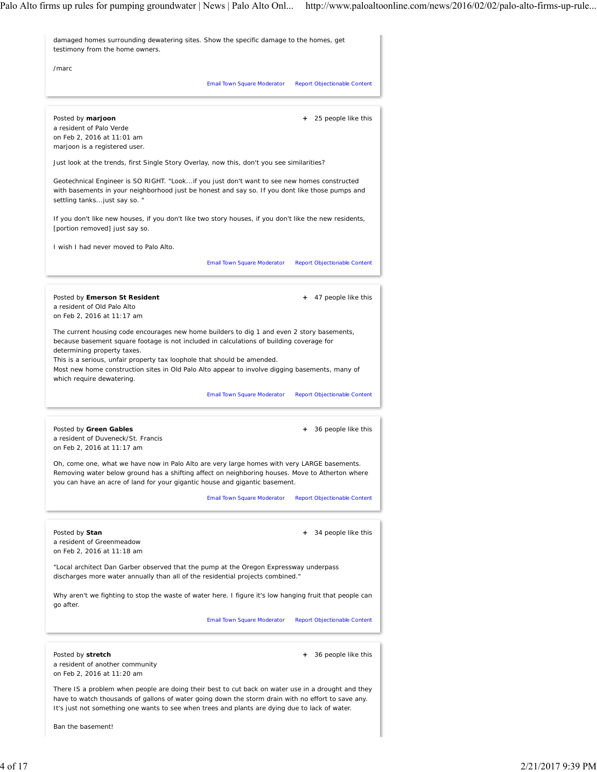damaged homes surrounding dewatering sites. Show the specific damage to the homes, get testimony from the home owners.

/marc

Email Town Square Moderator Report Objectionable Content

---

Posted by **marjoon**
a resident of Palo Verde
on Feb 2, 2016 at 11:01 am
marjoon is a registered user.

\+ 25 people like this

Just look at the trends, first Single Story Overlay, now this, don't you see similarities?

Geotechnical Engineer is SO RIGHT. "Look...if you just don't want to see new homes constructed with basements in your neighborhood just be honest and say so. If you dont like those pumps and settling tanks...just say so. "

If you don't like new houses, if you don't like two story houses, if you don't like the new residents, [portion removed] just say so.

I wish I had never moved to Palo Alto.

Email Town Square Moderator Report Objectionable Content

---

Posted by **Emerson St Resident**
a resident of Old Palo Alto
on Feb 2, 2016 at 11:17 am

\+ 47 people like this

The current housing code encourages new home builders to dig 1 and even 2 story basements, because basement square footage is not included in calculations of building coverage for determining property taxes.
This is a serious, unfair property tax loophole that should be amended.
Most new home construction sites in Old Palo Alto appear to involve digging basements, many of which require dewatering.

Email Town Square Moderator Report Objectionable Content

---

Posted by **Green Gables**
a resident of Duveneck/St. Francis
on Feb 2, 2016 at 11:17 am

\+ 36 people like this

Oh, come one, what we have now in Palo Alto are very large homes with very LARGE basements. Removing water below ground has a shifting affect on neighboring houses. Move to Atherton where you can have an acre of land for your gigantic house and gigantic basement.

Email Town Square Moderator Report Objectionable Content

---

Posted by **Stan**
a resident of Greenmeadow
on Feb 2, 2016 at 11:18 am

\+ 34 people like this

"Local architect Dan Garber observed that the pump at the Oregon Expressway underpass discharges more water annually than all of the residential projects combined."

Why aren't we fighting to stop the waste of water here. I figure it's low hanging fruit that people can go after.

Email Town Square Moderator Report Objectionable Content

---

Posted by **stretch**
a resident of another community
on Feb 2, 2016 at 11:20 am

\+ 36 people like this

There IS a problem when people are doing their best to cut back on water use in a drought and they have to watch thousands of gallons of water going down the storm drain with no effort to save any. It's just not something one wants to see when trees and plants are dying due to lack of water.

Ban the basement!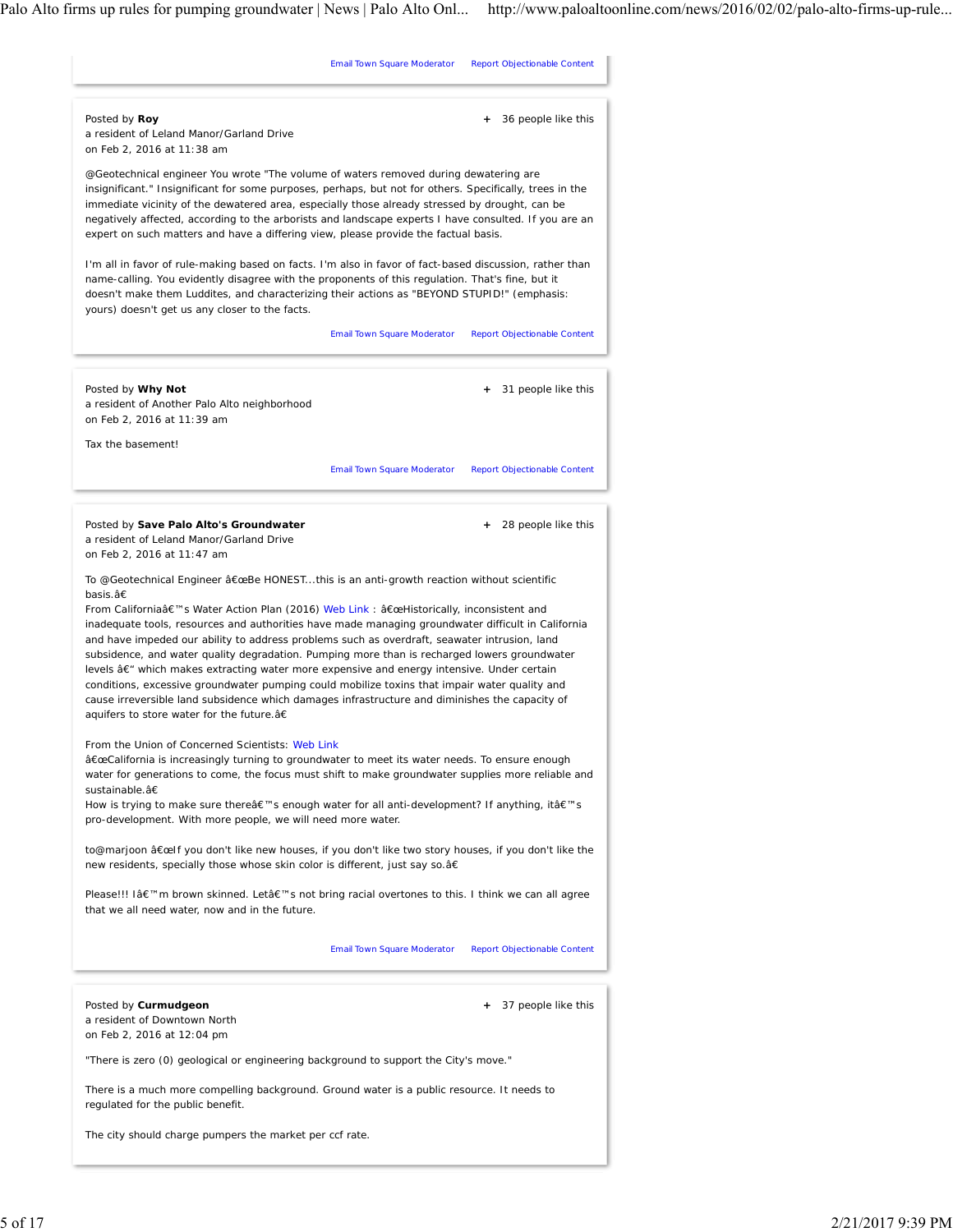Email Town Square Moderator Report Objectionable Content

Posted by **Roy**
a resident of Leland Manor/Garland Drive
on Feb 2, 2016 at 11:38 am

+ 36 people like this

@Geotechnical engineer You wrote "The volume of waters removed during dewatering are insignificant." Insignificant for some purposes, perhaps, but not for others. Specifically, trees in the immediate vicinity of the dewatered area, especially those already stressed by drought, can be negatively affected, according to the arborists and landscape experts I have consulted. If you are an expert on such matters and have a differing view, please provide the factual basis.

I'm all in favor of rule-making based on facts. I'm also in favor of fact-based discussion, rather than name-calling. You evidently disagree with the proponents of this regulation. That's fine, but it doesn't make them Luddites, and characterizing their actions as "BEYOND STUPID!" (emphasis: yours) doesn't get us any closer to the facts.

Email Town Square Moderator Report Objectionable Content

Posted by **Why Not**
a resident of Another Palo Alto neighborhood
on Feb 2, 2016 at 11:39 am

+ 31 people like this

Tax the basement!

Email Town Square Moderator Report Objectionable Content

Posted by **Save Palo Alto's Groundwater**
a resident of Leland Manor/Garland Drive
on Feb 2, 2016 at 11:47 am

+ 28 people like this

To @Geotechnical Engineer â€œBe HONEST...this is an anti-growth reaction without scientific basis.â€
From Californiaâ€™s Water Action Plan (2016) Web Link : â€œHistorically, inconsistent and inadequate tools, resources and authorities have made managing groundwater difficult in California and have impeded our ability to address problems such as overdraft, seawater intrusion, land subsidence, and water quality degradation. Pumping more than is recharged lowers groundwater levels â€" which makes extracting water more expensive and energy intensive. Under certain conditions, excessive groundwater pumping could mobilize toxins that impair water quality and cause irreversible land subsidence which damages infrastructure and diminishes the capacity of aquifers to store water for the future.â€

From the Union of Concerned Scientists: Web Link
â€œCalifornia is increasingly turning to groundwater to meet its water needs. To ensure enough water for generations to come, the focus must shift to make groundwater supplies more reliable and sustainable.â€
How is trying to make sure thereâ€™s enough water for all anti-development? If anything, itâ€™s pro-development. With more people, we will need more water.

to@marjoon â€œIf you don't like new houses, if you don't like two story houses, if you don't like the new residents, specially those whose skin color is different, just say so.â€

Please!!! Iâ€™m brown skinned. Letâ€™s not bring racial overtones to this. I think we can all agree that we all need water, now and in the future.

Email Town Square Moderator Report Objectionable Content

Posted by **Curmudgeon**
a resident of Downtown North
on Feb 2, 2016 at 12:04 pm

+ 37 people like this

"There is zero (0) geological or engineering background to support the City's move."

There is a much more compelling background. Ground water is a public resource. It needs to regulated for the public benefit.

The city should charge pumpers the market per ccf rate.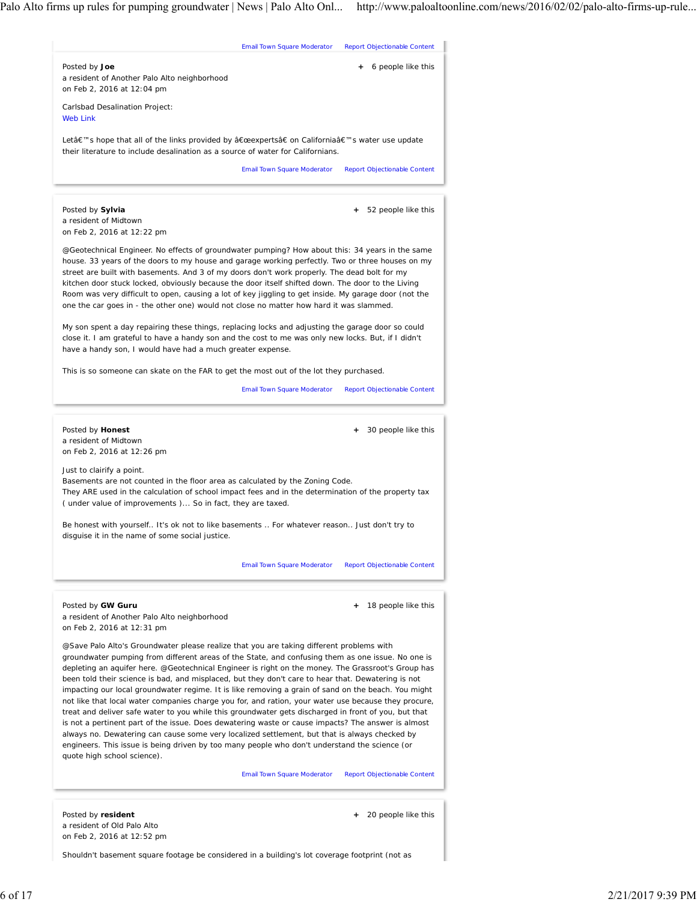Email Town Square Moderator    Report Objectionable Content

Posted by **Joe**
a resident of Another Palo Alto neighborhood
on Feb 2, 2016 at 12:04 pm

\+ 6 people like this

Carlsbad Desalination Project:
Web Link

Letâ€™s hope that all of the links provided by â€œexpertsâ€ on Californiaâ€™s water use update their literature to include desalination as a source of water for Californians.

Email Town Square Moderator    Report Objectionable Content

Posted by **Sylvia**
a resident of Midtown
on Feb 2, 2016 at 12:22 pm

\+ 52 people like this

@Geotechnical Engineer. No effects of groundwater pumping? How about this: 34 years in the same house. 33 years of the doors to my house and garage working perfectly. Two or three houses on my street are built with basements. And 3 of my doors don't work properly. The dead bolt for my kitchen door stuck locked, obviously because the door itself shifted down. The door to the Living Room was very difficult to open, causing a lot of key jiggling to get inside. My garage door (not the one the car goes in - the other one) would not close no matter how hard it was slammed.

My son spent a day repairing these things, replacing locks and adjusting the garage door so could close it. I am grateful to have a handy son and the cost to me was only new locks. But, if I didn't have a handy son, I would have had a much greater expense.

This is so someone can skate on the FAR to get the most out of the lot they purchased.

Email Town Square Moderator    Report Objectionable Content

Posted by **Honest**
a resident of Midtown
on Feb 2, 2016 at 12:26 pm

\+ 30 people like this

Just to clairify a point.
Basements are not counted in the floor area as calculated by the Zoning Code.
They ARE used in the calculation of school impact fees and in the determination of the property tax ( under value of improvements )... So in fact, they are taxed.

Be honest with yourself.. It's ok not to like basements .. For whatever reason.. Just don't try to disguise it in the name of some social justice.

Email Town Square Moderator    Report Objectionable Content

Posted by **GW Guru**
a resident of Another Palo Alto neighborhood
on Feb 2, 2016 at 12:31 pm

\+ 18 people like this

@Save Palo Alto's Groundwater please realize that you are taking different problems with groundwater pumping from different areas of the State, and confusing them as one issue. No one is depleting an aquifer here. @Geotechnical Engineer is right on the money. The Grassroot's Group has been told their science is bad, and misplaced, but they don't care to hear that. Dewatering is not impacting our local groundwater regime. It is like removing a grain of sand on the beach. You might not like that local water companies charge you for, and ration, your water use because they procure, treat and deliver safe water to you while this groundwater gets discharged in front of you, but that is not a pertinent part of the issue. Does dewatering waste or cause impacts? The answer is almost always no. Dewatering can cause some very localized settlement, but that is always checked by engineers. This issue is being driven by too many people who don't understand the science (or quote high school science).

Email Town Square Moderator    Report Objectionable Content

Posted by **resident**
a resident of Old Palo Alto
on Feb 2, 2016 at 12:52 pm

\+ 20 people like this

Shouldn't basement square footage be considered in a building's lot coverage footprint (not as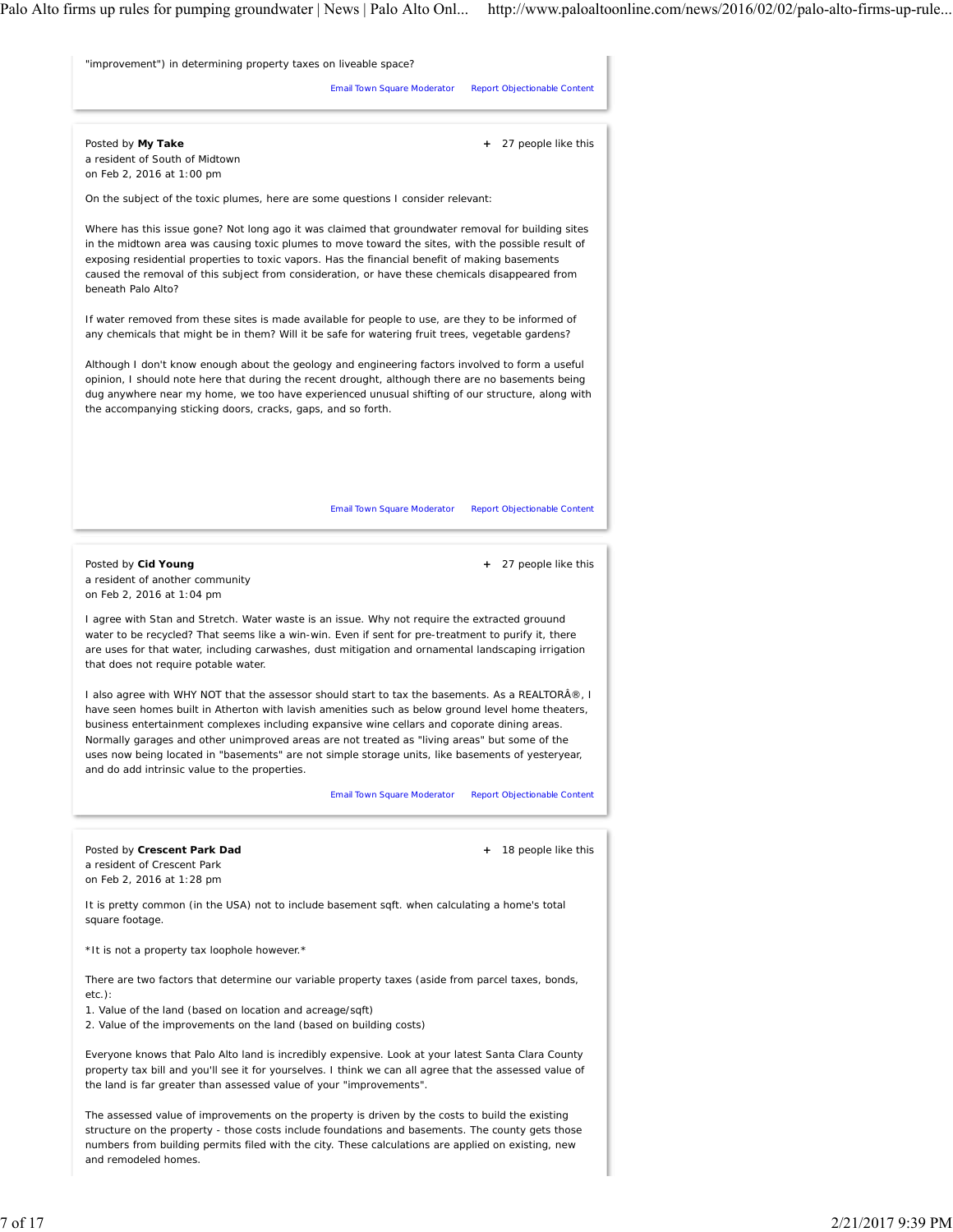"improvement") in determining property taxes on liveable space?

Email Town Square Moderator Report Objectionable Content

Posted by **My Take**
a resident of South of Midtown
on Feb 2, 2016 at 1:00 pm

+ 27 people like this

On the subject of the toxic plumes, here are some questions I consider relevant:

Where has this issue gone? Not long ago it was claimed that groundwater removal for building sites in the midtown area was causing toxic plumes to move toward the sites, with the possible result of exposing residential properties to toxic vapors. Has the financial benefit of making basements caused the removal of this subject from consideration, or have these chemicals disappeared from beneath Palo Alto?

If water removed from these sites is made available for people to use, are they to be informed of any chemicals that might be in them? Will it be safe for watering fruit trees, vegetable gardens?

Although I don't know enough about the geology and engineering factors involved to form a useful opinion, I should note here that during the recent drought, although there are no basements being dug anywhere near my home, we too have experienced unusual shifting of our structure, along with the accompanying sticking doors, cracks, gaps, and so forth.

Email Town Square Moderator Report Objectionable Content

Posted by **Cid Young**
a resident of another community
on Feb 2, 2016 at 1:04 pm

+ 27 people like this

I agree with Stan and Stretch. Water waste is an issue. Why not require the extracted grouund water to be recycled? That seems like a win-win. Even if sent for pre-treatment to purify it, there are uses for that water, including carwashes, dust mitigation and ornamental landscaping irrigation that does not require potable water.

I also agree with WHY NOT that the assessor should start to tax the basements. As a REALTORÂ®, I have seen homes built in Atherton with lavish amenities such as below ground level home theaters, business entertainment complexes including expansive wine cellars and coporate dining areas. Normally garages and other unimproved areas are not treated as "living areas" but some of the uses now being located in "basements" are not simple storage units, like basements of yesteryear, and do add intrinsic value to the properties.

Email Town Square Moderator Report Objectionable Content

Posted by **Crescent Park Dad**
a resident of Crescent Park
on Feb 2, 2016 at 1:28 pm

+ 18 people like this

It is pretty common (in the USA) not to include basement sqft. when calculating a home's total square footage.

*It is not a property tax loophole however.*

There are two factors that determine our variable property taxes (aside from parcel taxes, bonds, etc.):

1. Value of the land (based on location and acreage/sqft)
2. Value of the improvements on the land (based on building costs)

Everyone knows that Palo Alto land is incredibly expensive. Look at your latest Santa Clara County property tax bill and you'll see it for yourselves. I think we can all agree that the assessed value of the land is far greater than assessed value of your "improvements".

The assessed value of improvements on the property is driven by the costs to build the existing structure on the property - those costs include foundations and basements. The county gets those numbers from building permits filed with the city. These calculations are applied on existing, new and remodeled homes.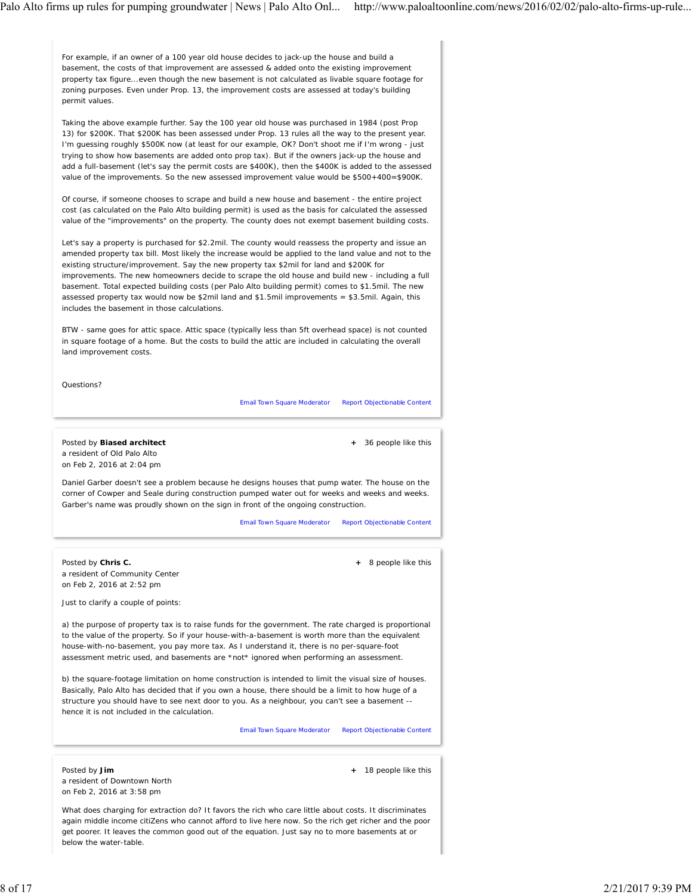For example, if an owner of a 100 year old house decides to jack-up the house and build a basement, the costs of that improvement are assessed & added onto the existing improvement property tax figure...even though the new basement is not calculated as livable square footage for zoning purposes. Even under Prop. 13, the improvement costs are assessed at today's building permit values.

Taking the above example further. Say the 100 year old house was purchased in 1984 (post Prop 13) for $200K. That $200K has been assessed under Prop. 13 rules all the way to the present year. I'm guessing roughly $500K now (at least for our example, OK? Don't shoot me if I'm wrong - just trying to show how basements are added onto prop tax). But if the owners jack-up the house and add a full-basement (let's say the permit costs are $400K), then the $400K is added to the assessed value of the improvements. So the new assessed improvement value would be $500+400=$900K.

Of course, if someone chooses to scrape and build a new house and basement - the entire project cost (as calculated on the Palo Alto building permit) is used as the basis for calculated the assessed value of the "improvements" on the property. The county does not exempt basement building costs.

Let's say a property is purchased for $2.2mil. The county would reassess the property and issue an amended property tax bill. Most likely the increase would be applied to the land value and not to the existing structure/improvement. Say the new property tax $2mil for land and $200K for improvements. The new homeowners decide to scrape the old house and build new - including a full basement. Total expected building costs (per Palo Alto building permit) comes to $1.5mil. The new assessed property tax would now be $2mil land and $1.5mil improvements = $3.5mil. Again, this includes the basement in those calculations.

BTW - same goes for attic space. Attic space (typically less than 5ft overhead space) is not counted in square footage of a home. But the costs to build the attic are included in calculating the overall land improvement costs.

Questions?

Email Town Square Moderator    Report Objectionable Content

---

Posted by **Biased architect**
a resident of Old Palo Alto
on Feb 2, 2016 at 2:04 pm

+ 36 people like this

Daniel Garber doesn't see a problem because he designs houses that pump water. The house on the corner of Cowper and Seale during construction pumped water out for weeks and weeks and weeks. Garber's name was proudly shown on the sign in front of the ongoing construction.

Email Town Square Moderator    Report Objectionable Content

---

Posted by **Chris C.**
a resident of Community Center
on Feb 2, 2016 at 2:52 pm

+ 8 people like this

Just to clarify a couple of points:

a) the purpose of property tax is to raise funds for the government. The rate charged is proportional to the value of the property. So if your house-with-a-basement is worth more than the equivalent house-with-no-basement, you pay more tax. As I understand it, there is no per-square-foot assessment metric used, and basements are *not* ignored when performing an assessment.

b) the square-footage limitation on home construction is intended to limit the visual size of houses. Basically, Palo Alto has decided that if you own a house, there should be a limit to how huge of a structure you should have to see next door to you. As a neighbour, you can't see a basement -- hence it is not included in the calculation.

Email Town Square Moderator    Report Objectionable Content

---

Posted by **Jim**
a resident of Downtown North
on Feb 2, 2016 at 3:58 pm

+ 18 people like this

What does charging for extraction do? It favors the rich who care little about costs. It discriminates again middle income citiZens who cannot afford to live here now. So the rich get richer and the poor get poorer. It leaves the common good out of the equation. Just say no to more basements at or below the water-table.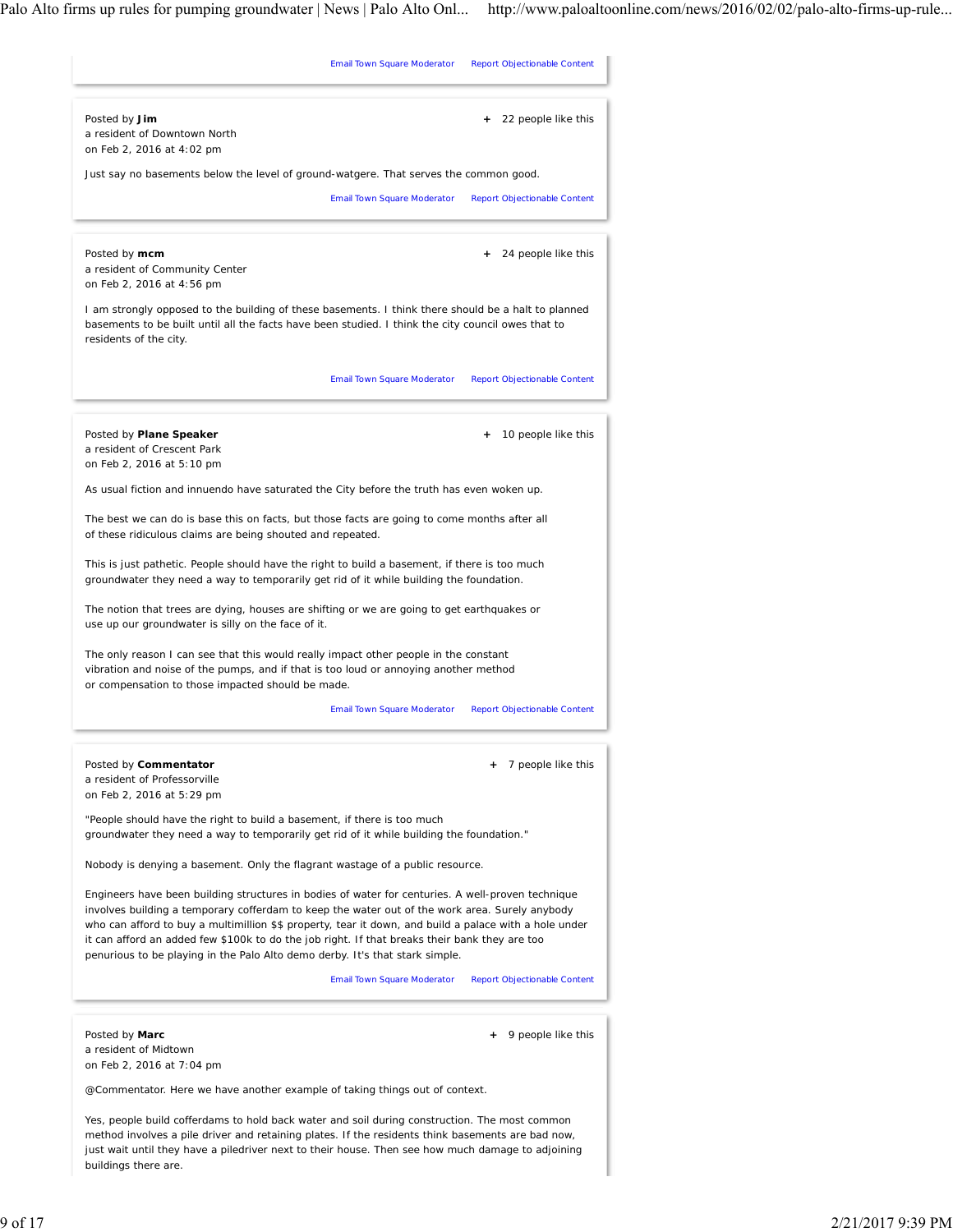Email Town Square Moderator   Report Objectionable Content

---

Posted by **Jim**
a resident of Downtown North
on Feb 2, 2016 at 4:02 pm

+ 22 people like this

Just say no basements below the level of ground-watgere. That serves the common good.

Email Town Square Moderator   Report Objectionable Content

---

Posted by **mcm**
a resident of Community Center
on Feb 2, 2016 at 4:56 pm

+ 24 people like this

I am strongly opposed to the building of these basements. I think there should be a halt to planned basements to be built until all the facts have been studied. I think the city council owes that to residents of the city.

Email Town Square Moderator   Report Objectionable Content

---

Posted by **Plane Speaker**
a resident of Crescent Park
on Feb 2, 2016 at 5:10 pm

+ 10 people like this

As usual fiction and innuendo have saturated the City before the truth has even woken up.

The best we can do is base this on facts, but those facts are going to come months after all of these ridiculous claims are being shouted and repeated.

This is just pathetic. People should have the right to build a basement, if there is too much groundwater they need a way to temporarily get rid of it while building the foundation.

The notion that trees are dying, houses are shifting or we are going to get earthquakes or use up our groundwater is silly on the face of it.

The only reason I can see that this would really impact other people in the constant vibration and noise of the pumps, and if that is too loud or annoying another method or compensation to those impacted should be made.

Email Town Square Moderator   Report Objectionable Content

---

Posted by **Commentator**
a resident of Professorville
on Feb 2, 2016 at 5:29 pm

+ 7 people like this

"People should have the right to build a basement, if there is too much groundwater they need a way to temporarily get rid of it while building the foundation."

Nobody is denying a basement. Only the flagrant wastage of a public resource.

Engineers have been building structures in bodies of water for centuries. A well-proven technique involves building a temporary cofferdam to keep the water out of the work area. Surely anybody who can afford to buy a multimillion $$ property, tear it down, and build a palace with a hole under it can afford an added few $100k to do the job right. If that breaks their bank they are too penurious to be playing in the Palo Alto demo derby. It's that stark simple.

Email Town Square Moderator   Report Objectionable Content

---

Posted by **Marc**
a resident of Midtown
on Feb 2, 2016 at 7:04 pm

+ 9 people like this

@Commentator. Here we have another example of taking things out of context.

Yes, people build cofferdams to hold back water and soil during construction. The most common method involves a pile driver and retaining plates. If the residents think basements are bad now, just wait until they have a piledriver next to their house. Then see how much damage to adjoining buildings there are.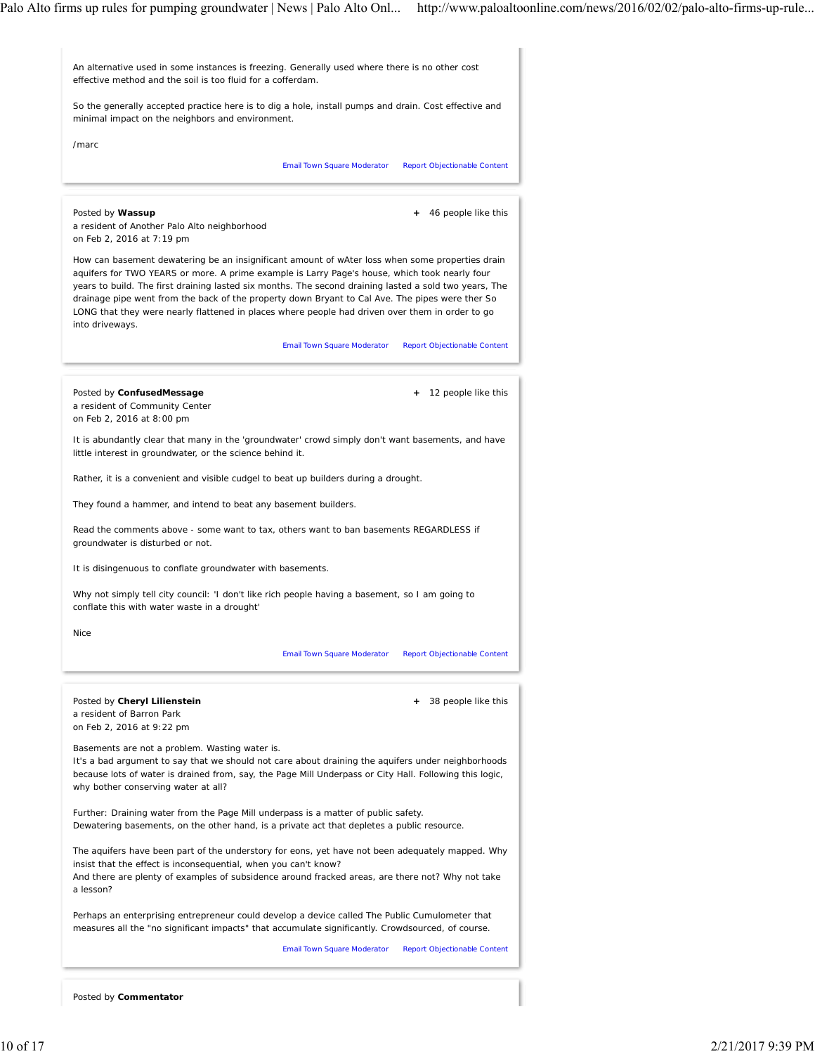An alternative used in some instances is freezing. Generally used where there is no other cost effective method and the soil is too fluid for a cofferdam.

So the generally accepted practice here is to dig a hole, install pumps and drain. Cost effective and minimal impact on the neighbors and environment.

/marc

Email Town Square Moderator Report Objectionable Content

---

Posted by **Wassup**
a resident of Another Palo Alto neighborhood
on Feb 2, 2016 at 7:19 pm

+ 46 people like this

How can basement dewatering be an insignificant amount of wAter loss when some properties drain aquifers for TWO YEARS or more. A prime example is Larry Page's house, which took nearly four years to build. The first draining lasted six months. The second draining lasted a sold two years, The drainage pipe went from the back of the property down Bryant to Cal Ave. The pipes were ther So LONG that they were nearly flattened in places where people had driven over them in order to go into driveways.

Email Town Square Moderator Report Objectionable Content

---

Posted by **ConfusedMessage**
a resident of Community Center
on Feb 2, 2016 at 8:00 pm

+ 12 people like this

It is abundantly clear that many in the 'groundwater' crowd simply don't want basements, and have little interest in groundwater, or the science behind it.

Rather, it is a convenient and visible cudgel to beat up builders during a drought.

They found a hammer, and intend to beat any basement builders.

Read the comments above - some want to tax, others want to ban basements REGARDLESS if groundwater is disturbed or not.

It is disingenuous to conflate groundwater with basements.

Why not simply tell city council: 'I don't like rich people having a basement, so I am going to conflate this with water waste in a drought'

Nice

Email Town Square Moderator Report Objectionable Content

---

Posted by **Cheryl Lilienstein**
a resident of Barron Park
on Feb 2, 2016 at 9:22 pm

+ 38 people like this

Basements are not a problem. Wasting water is.
It's a bad argument to say that we should not care about draining the aquifers under neighborhoods because lots of water is drained from, say, the Page Mill Underpass or City Hall. Following this logic, why bother conserving water at all?

Further: Draining water from the Page Mill underpass is a matter of public safety.
Dewatering basements, on the other hand, is a private act that depletes a public resource.

The aquifers have been part of the understory for eons, yet have not been adequately mapped. Why insist that the effect is inconsequential, when you can't know?
And there are plenty of examples of subsidence around fracked areas, are there not? Why not take a lesson?

Perhaps an enterprising entrepreneur could develop a device called The Public Cumulometer that measures all the "no significant impacts" that accumulate significantly. Crowdsourced, of course.

Email Town Square Moderator Report Objectionable Content

---

Posted by **Commentator**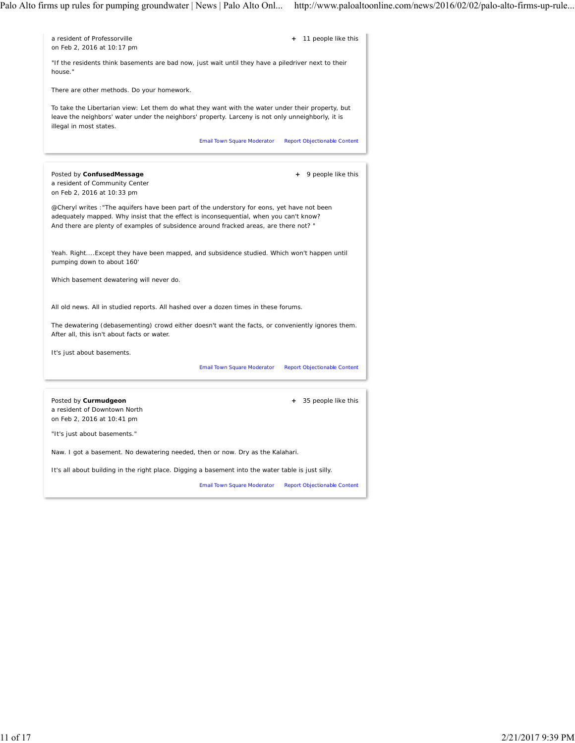a resident of Professorville
on Feb 2, 2016 at 10:17 pm

+ 11 people like this

"If the residents think basements are bad now, just wait until they have a piledriver next to their house."

There are other methods. Do your homework.

To take the Libertarian view: Let them do what they want with the water under their property, but leave the neighbors' water under the neighbors' property. Larceny is not only unneighborly, it is illegal in most states.

Email Town Square Moderator Report Objectionable Content

---

Posted by **ConfusedMessage**
a resident of Community Center
on Feb 2, 2016 at 10:33 pm

+ 9 people like this

@Cheryl writes :"The aquifers have been part of the understory for eons, yet have not been adequately mapped. Why insist that the effect is inconsequential, when you can't know?
And there are plenty of examples of subsidence around fracked areas, are there not? "

Yeah. Right....Except they have been mapped, and subsidence studied. Which won't happen until pumping down to about 160'

Which basement dewatering will never do.

All old news. All in studied reports. All hashed over a dozen times in these forums.

The dewatering (debasementing) crowd either doesn't want the facts, or conveniently ignores them. After all, this isn't about facts or water.

It's just about basements.

Email Town Square Moderator Report Objectionable Content

---

Posted by **Curmudgeon**
a resident of Downtown North
on Feb 2, 2016 at 10:41 pm

+ 35 people like this

"It's just about basements."

Naw. I got a basement. No dewatering needed, then or now. Dry as the Kalahari.

It's all about building in the right place. Digging a basement into the water table is just silly.

Email Town Square Moderator Report Objectionable Content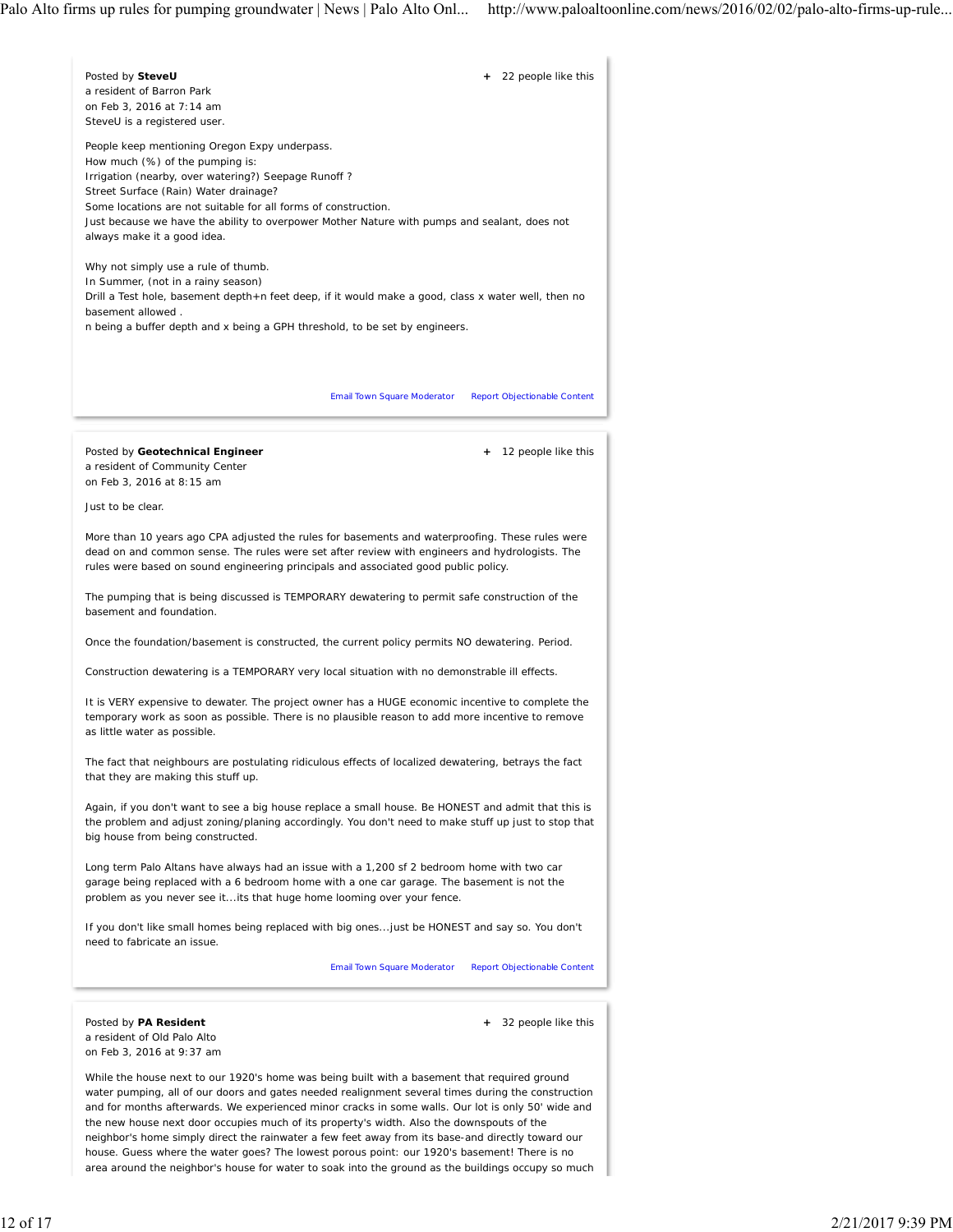Posted by **SteveU**
a resident of Barron Park
on Feb 3, 2016 at 7:14 am
SteveU is a registered user.

\+ 22 people like this

People keep mentioning Oregon Expy underpass.
How much (%) of the pumping is:
Irrigation (nearby, over watering?) Seepage Runoff ?
Street Surface (Rain) Water drainage?
Some locations are not suitable for all forms of construction.
Just because we have the ability to overpower Mother Nature with pumps and sealant, does not always make it a good idea.

Why not simply use a rule of thumb.
In Summer, (not in a rainy season)
Drill a Test hole, basement depth+n feet deep, if it would make a good, class x water well, then no basement allowed .
n being a buffer depth and x being a GPH threshold, to be set by engineers.

Email Town Square Moderator Report Objectionable Content

---

Posted by **Geotechnical Engineer**
a resident of Community Center
on Feb 3, 2016 at 8:15 am

\+ 12 people like this

Just to be clear.

More than 10 years ago CPA adjusted the rules for basements and waterproofing. These rules were dead on and common sense. The rules were set after review with engineers and hydrologists. The rules were based on sound engineering principals and associated good public policy.

The pumping that is being discussed is TEMPORARY dewatering to permit safe construction of the basement and foundation.

Once the foundation/basement is constructed, the current policy permits NO dewatering. Period.

Construction dewatering is a TEMPORARY very local situation with no demonstrable ill effects.

It is VERY expensive to dewater. The project owner has a HUGE economic incentive to complete the temporary work as soon as possible. There is no plausible reason to add more incentive to remove as little water as possible.

The fact that neighbours are postulating ridiculous effects of localized dewatering, betrays the fact that they are making this stuff up.

Again, if you don't want to see a big house replace a small house. Be HONEST and admit that this is the problem and adjust zoning/planing accordingly. You don't need to make stuff up just to stop that big house from being constructed.

Long term Palo Altans have always had an issue with a 1,200 sf 2 bedroom home with two car garage being replaced with a 6 bedroom home with a one car garage. The basement is not the problem as you never see it...its that huge home looming over your fence.

If you don't like small homes being replaced with big ones...just be HONEST and say so. You don't need to fabricate an issue.

Email Town Square Moderator Report Objectionable Content

---

Posted by **PA Resident**
a resident of Old Palo Alto
on Feb 3, 2016 at 9:37 am

\+ 32 people like this

While the house next to our 1920's home was being built with a basement that required ground water pumping, all of our doors and gates needed realignment several times during the construction and for months afterwards. We experienced minor cracks in some walls. Our lot is only 50' wide and the new house next door occupies much of its property's width. Also the downspouts of the neighbor's home simply direct the rainwater a few feet away from its base-and directly toward our house. Guess where the water goes? The lowest porous point: our 1920's basement! There is no area around the neighbor's house for water to soak into the ground as the buildings occupy so much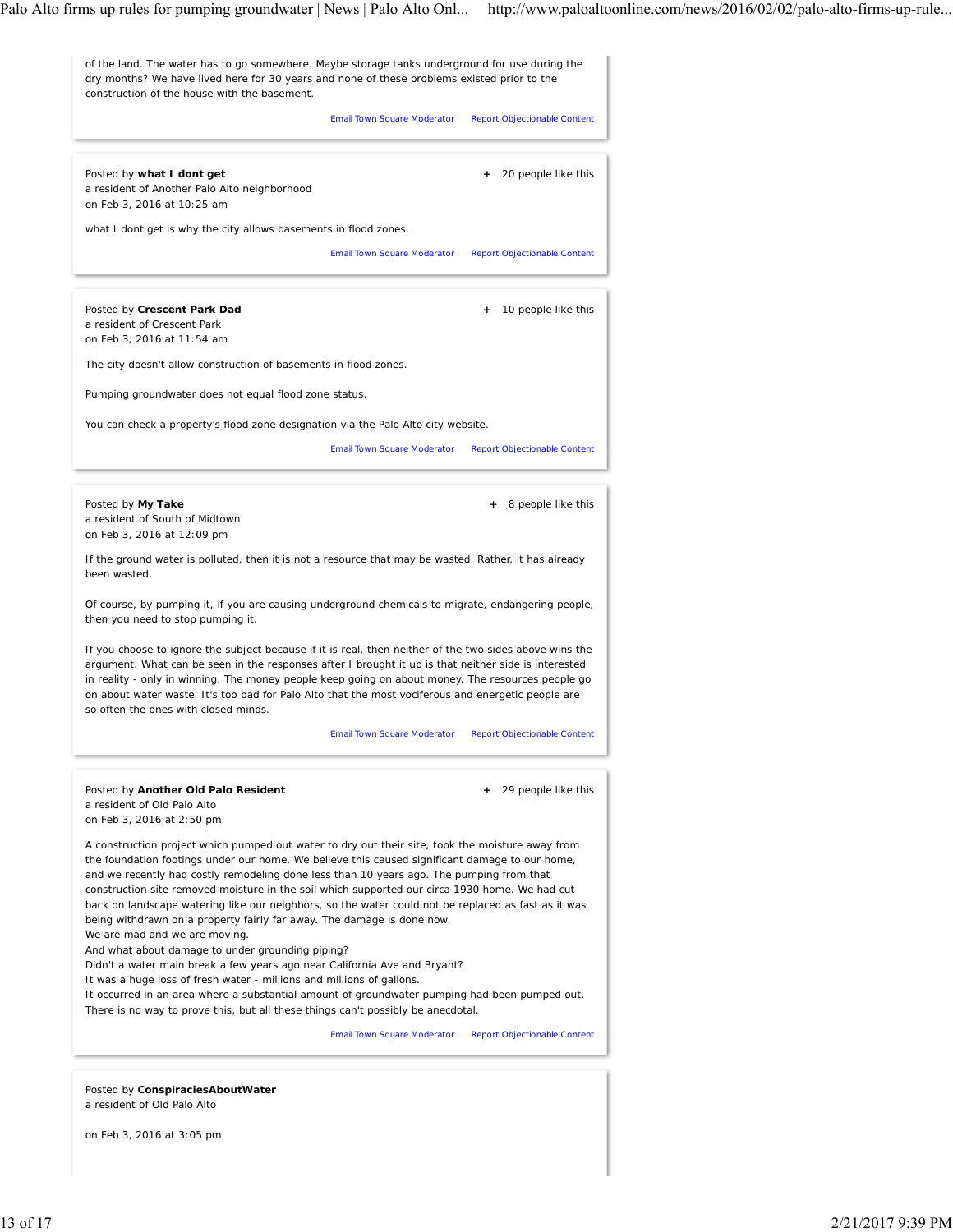of the land. The water has to go somewhere. Maybe storage tanks underground for use during the dry months? We have lived here for 30 years and none of these problems existed prior to the construction of the house with the basement.

Email Town Square Moderator    Report Objectionable Content

---

Posted by **what I dont get**
a resident of Another Palo Alto neighborhood
on Feb 3, 2016 at 10:25 am

\+ 20 people like this

what I dont get is why the city allows basements in flood zones.

Email Town Square Moderator    Report Objectionable Content

---

Posted by **Crescent Park Dad**
a resident of Crescent Park
on Feb 3, 2016 at 11:54 am

\+ 10 people like this

The city doesn't allow construction of basements in flood zones.

Pumping groundwater does not equal flood zone status.

You can check a property's flood zone designation via the Palo Alto city website.

Email Town Square Moderator    Report Objectionable Content

---

Posted by **My Take**
a resident of South of Midtown
on Feb 3, 2016 at 12:09 pm

\+ 8 people like this

If the ground water is polluted, then it is not a resource that may be wasted. Rather, it has already been wasted.

Of course, by pumping it, if you are causing underground chemicals to migrate, endangering people, then you need to stop pumping it.

If you choose to ignore the subject because if it is real, then neither of the two sides above wins the argument. What can be seen in the responses after I brought it up is that neither side is interested in reality - only in winning. The money people keep going on about money. The resources people go on about water waste. It's too bad for Palo Alto that the most vociferous and energetic people are so often the ones with closed minds.

Email Town Square Moderator    Report Objectionable Content

---

Posted by **Another Old Palo Resident**
a resident of Old Palo Alto
on Feb 3, 2016 at 2:50 pm

\+ 29 people like this

A construction project which pumped out water to dry out their site, took the moisture away from the foundation footings under our home. We believe this caused significant damage to our home, and we recently had costly remodeling done less than 10 years ago. The pumping from that construction site removed moisture in the soil which supported our circa 1930 home. We had cut back on landscape watering like our neighbors, so the water could not be replaced as fast as it was being withdrawn on a property fairly far away. The damage is done now.
We are mad and we are moving.
And what about damage to under grounding piping?
Didn't a water main break a few years ago near California Ave and Bryant?
It was a huge loss of fresh water - millions and millions of gallons.
It occurred in an area where a substantial amount of groundwater pumping had been pumped out.
There is no way to prove this, but all these things can't possibly be anecdotal.

Email Town Square Moderator    Report Objectionable Content

---

Posted by **ConspiraciesAboutWater**
a resident of Old Palo Alto

on Feb 3, 2016 at 3:05 pm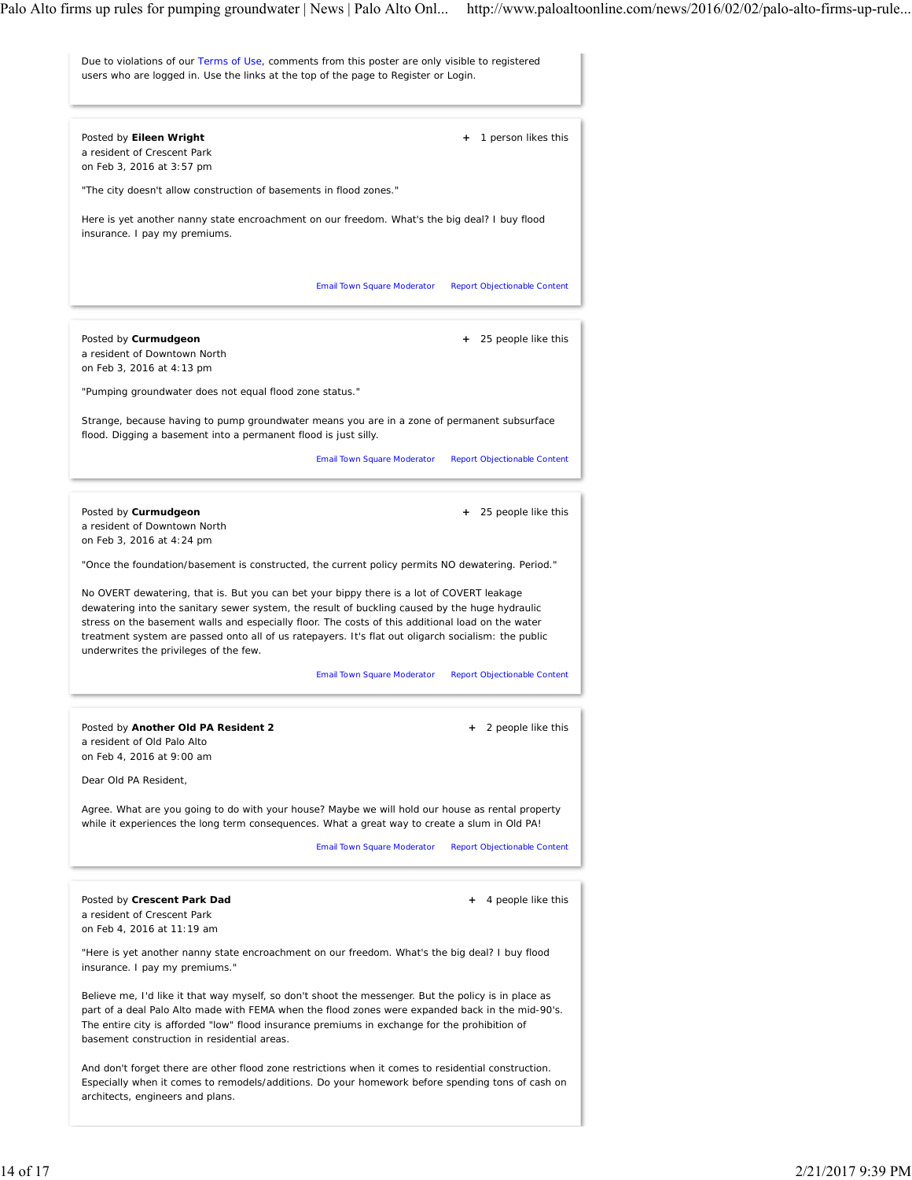Due to violations of our Terms of Use, comments from this poster are only visible to registered users who are logged in. Use the links at the top of the page to Register or Login.

---

Posted by **Eileen Wright**
a resident of Crescent Park
on Feb 3, 2016 at 3:57 pm

+ 1 person likes this

"The city doesn't allow construction of basements in flood zones."

Here is yet another nanny state encroachment on our freedom. What's the big deal? I buy flood insurance. I pay my premiums.

Email Town Square Moderator Report Objectionable Content

---

Posted by **Curmudgeon**
a resident of Downtown North
on Feb 3, 2016 at 4:13 pm

+ 25 people like this

"Pumping groundwater does not equal flood zone status."

Strange, because having to pump groundwater means you are in a zone of permanent subsurface flood. Digging a basement into a permanent flood is just silly.

Email Town Square Moderator Report Objectionable Content

---

Posted by **Curmudgeon**
a resident of Downtown North
on Feb 3, 2016 at 4:24 pm

+ 25 people like this

"Once the foundation/basement is constructed, the current policy permits NO dewatering. Period."

No OVERT dewatering, that is. But you can bet your bippy there is a lot of COVERT leakage dewatering into the sanitary sewer system, the result of buckling caused by the huge hydraulic stress on the basement walls and especially floor. The costs of this additional load on the water treatment system are passed onto all of us ratepayers. It's flat out oligarch socialism: the public underwrites the privileges of the few.

Email Town Square Moderator Report Objectionable Content

---

Posted by **Another Old PA Resident 2**
a resident of Old Palo Alto
on Feb 4, 2016 at 9:00 am

+ 2 people like this

Dear Old PA Resident,

Agree. What are you going to do with your house? Maybe we will hold our house as rental property while it experiences the long term consequences. What a great way to create a slum in Old PA!

Email Town Square Moderator Report Objectionable Content

---

Posted by **Crescent Park Dad**
a resident of Crescent Park
on Feb 4, 2016 at 11:19 am

+ 4 people like this

"Here is yet another nanny state encroachment on our freedom. What's the big deal? I buy flood insurance. I pay my premiums."

Believe me, I'd like it that way myself, so don't shoot the messenger. But the policy is in place as part of a deal Palo Alto made with FEMA when the flood zones were expanded back in the mid-90's. The entire city is afforded "low" flood insurance premiums in exchange for the prohibition of basement construction in residential areas.

And don't forget there are other flood zone restrictions when it comes to residential construction. Especially when it comes to remodels/additions. Do your homework before spending tons of cash on architects, engineers and plans.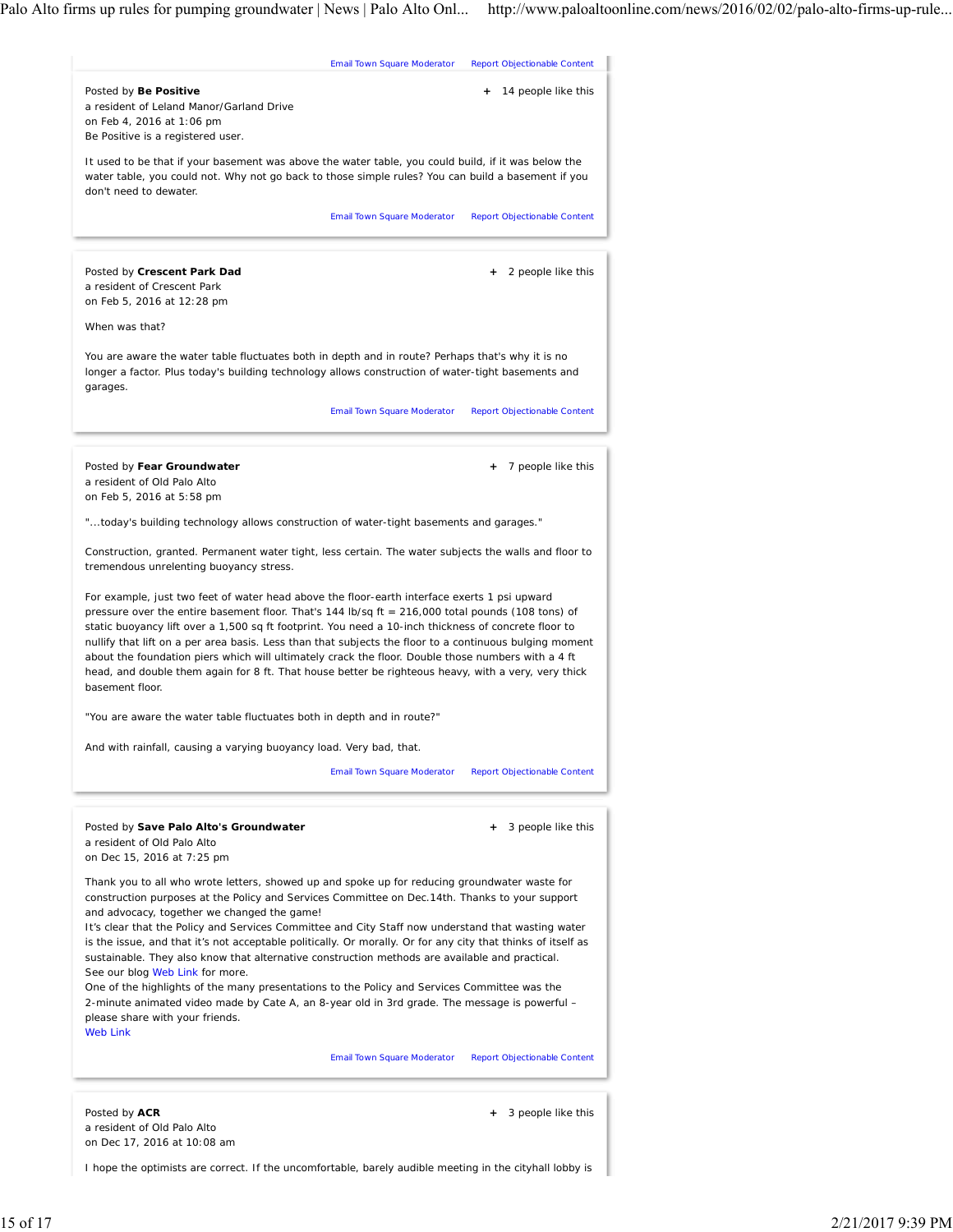Posted by **Be Positive**
a resident of Leland Manor/Garland Drive
on Feb 4, 2016 at 1:06 pm
Be Positive is a registered user.

+ 14 people like this

It used to be that if your basement was above the water table, you could build, if it was below the water table, you could not. Why not go back to those simple rules? You can build a basement if you don't need to dewater.

Email Town Square Moderator   Report Objectionable Content

---

Posted by **Crescent Park Dad**
a resident of Crescent Park
on Feb 5, 2016 at 12:28 pm

+ 2 people like this

When was that?

You are aware the water table fluctuates both in depth and in route? Perhaps that's why it is no longer a factor. Plus today's building technology allows construction of water-tight basements and garages.

Email Town Square Moderator   Report Objectionable Content

---

Posted by **Fear Groundwater**
a resident of Old Palo Alto
on Feb 5, 2016 at 5:58 pm

+ 7 people like this

"...today's building technology allows construction of water-tight basements and garages."

Construction, granted. Permanent water tight, less certain. The water subjects the walls and floor to tremendous unrelenting buoyancy stress.

For example, just two feet of water head above the floor-earth interface exerts 1 psi upward pressure over the entire basement floor. That's 144 lb/sq ft = 216,000 total pounds (108 tons) of static buoyancy lift over a 1,500 sq ft footprint. You need a 10-inch thickness of concrete floor to nullify that lift on a per area basis. Less than that subjects the floor to a continuous bulging moment about the foundation piers which will ultimately crack the floor. Double those numbers with a 4 ft head, and double them again for 8 ft. That house better be righteous heavy, with a very, very thick basement floor.

"You are aware the water table fluctuates both in depth and in route?"

And with rainfall, causing a varying buoyancy load. Very bad, that.

Email Town Square Moderator   Report Objectionable Content

---

Posted by **Save Palo Alto's Groundwater**
a resident of Old Palo Alto
on Dec 15, 2016 at 7:25 pm

+ 3 people like this

Thank you to all who wrote letters, showed up and spoke up for reducing groundwater waste for construction purposes at the Policy and Services Committee on Dec.14th. Thanks to your support and advocacy, together we changed the game!
It's clear that the Policy and Services Committee and City Staff now understand that wasting water is the issue, and that it's not acceptable politically. Or morally. Or for any city that thinks of itself as sustainable. They also know that alternative construction methods are available and practical.
See our blog Web Link for more.
One of the highlights of the many presentations to the Policy and Services Committee was the 2-minute animated video made by Cate A, an 8-year old in 3rd grade. The message is powerful – please share with your friends.
Web Link

Email Town Square Moderator   Report Objectionable Content

---

Posted by **ACR**
a resident of Old Palo Alto
on Dec 17, 2016 at 10:08 am

+ 3 people like this

I hope the optimists are correct. If the uncomfortable, barely audible meeting in the cityhall lobby is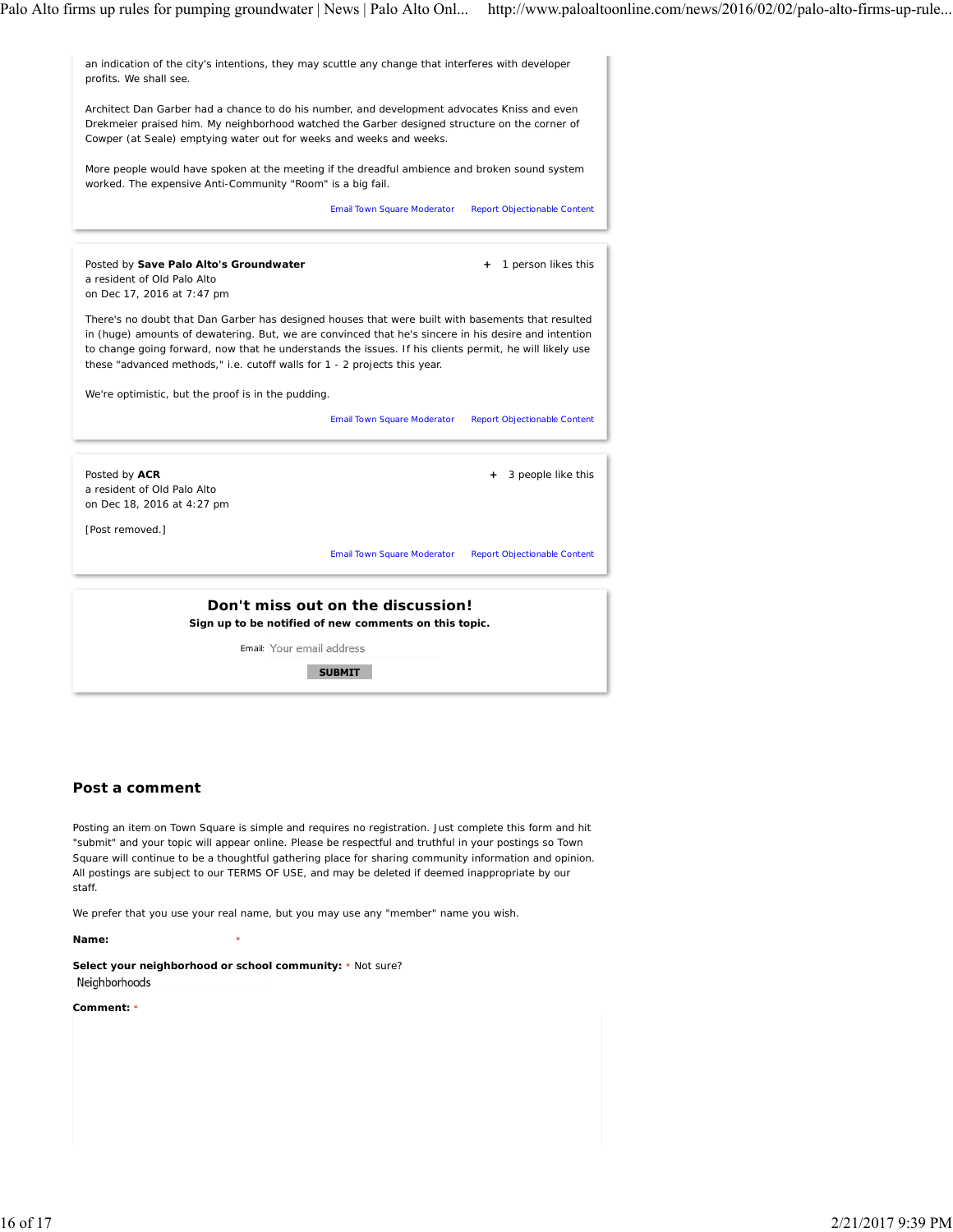an indication of the city's intentions, they may scuttle any change that interferes with developer profits. We shall see.

Architect Dan Garber had a chance to do his number, and development advocates Kniss and even Drekmeier praised him. My neighborhood watched the Garber designed structure on the corner of Cowper (at Seale) emptying water out for weeks and weeks and weeks.

More people would have spoken at the meeting if the dreadful ambience and broken sound system worked. The expensive Anti-Community "Room" is a big fail.

Email Town Square Moderator Report Objectionable Content

---

Posted by **Save Palo Alto's Groundwater**
a resident of Old Palo Alto
on Dec 17, 2016 at 7:47 pm

+ 1 person likes this

There's no doubt that Dan Garber has designed houses that were built with basements that resulted in (huge) amounts of dewatering. But, we are convinced that he's sincere in his desire and intention to change going forward, now that he understands the issues. If his clients permit, he will likely use these "advanced methods," i.e. cutoff walls for 1 - 2 projects this year.

We're optimistic, but the proof is in the pudding.

Email Town Square Moderator Report Objectionable Content

---

Posted by **ACR**
a resident of Old Palo Alto
on Dec 18, 2016 at 4:27 pm

+ 3 people like this

[Post removed.]

Email Town Square Moderator Report Objectionable Content

---

**Don't miss out on the discussion!**
**Sign up to be notified of new comments on this topic.**

Email: Your email address

SUBMIT

## Post a comment

Posting an item on Town Square is simple and requires no registration. Just complete this form and hit "submit" and your topic will appear online. Please be respectful and truthful in your postings so Town Square will continue to be a thoughtful gathering place for sharing community information and opinion. All postings are subject to our TERMS OF USE, and may be deleted if deemed inappropriate by our staff.

We prefer that you use your real name, but you may use any "member" name you wish.

**Name:** *

**Select your neighborhood or school community:** * Not sure?
Neighborhoods

**Comment:** *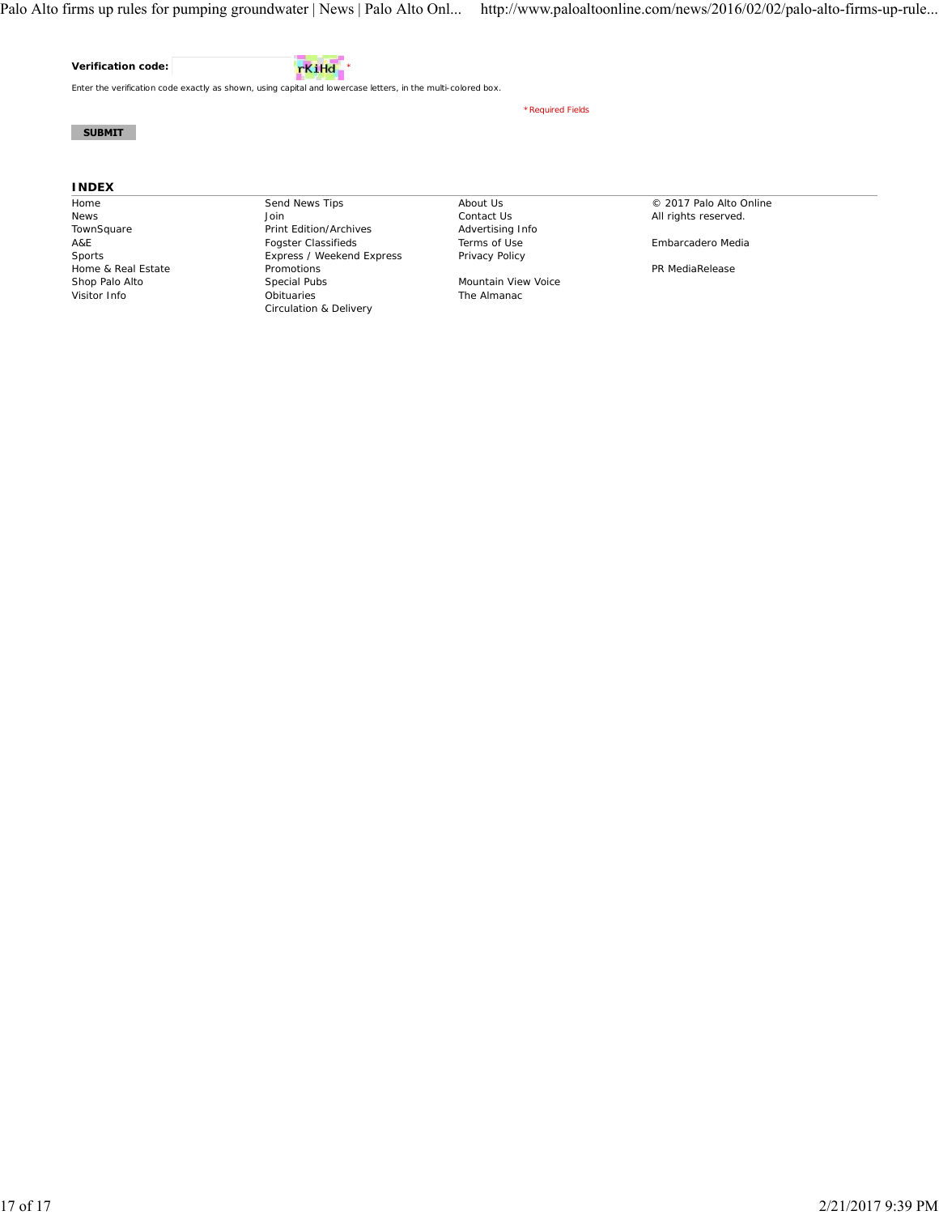**Verification code:** rKiHd *

Enter the verification code exactly as shown, using capital and lowercase letters, in the multi-colored box.

* Required Fields

**SUBMIT**

## INDEX

| | | | |
|---|---|---|---|
| Home | Send News Tips | About Us | © 2017 Palo Alto Online |
| News | Join | Contact Us | All rights reserved. |
| TownSquare | Print Edition/Archives | Advertising Info | |
| A&E | Fogster Classifieds | Terms of Use | Embarcadero Media |
| Sports | Express / Weekend Express | Privacy Policy | |
| Home & Real Estate | Promotions | | PR MediaRelease |
| Shop Palo Alto | Special Pubs | Mountain View Voice | |
| Visitor Info | Obituaries | The Almanac | |
| | Circulation & Delivery | | |